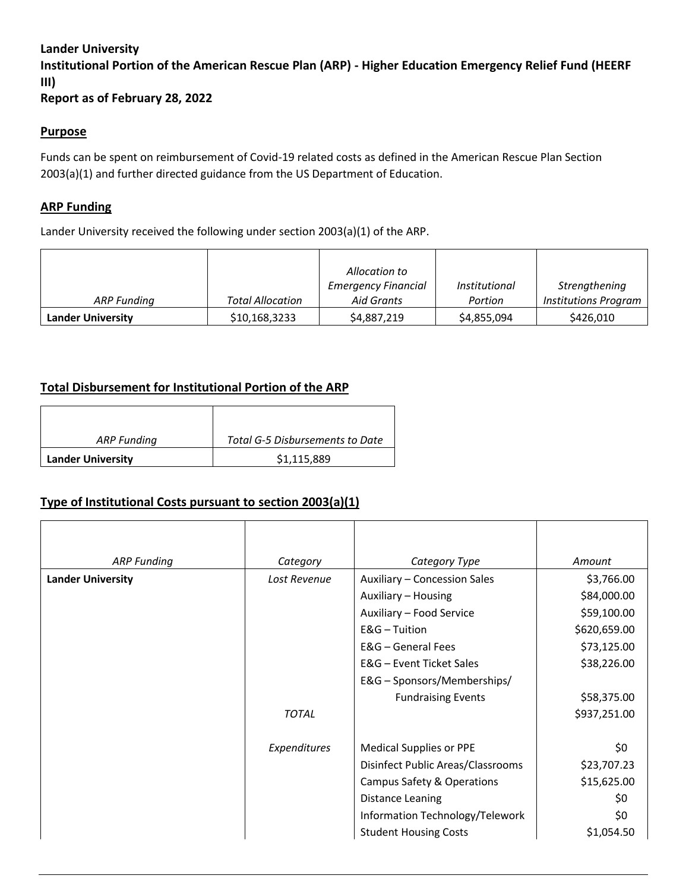**Lander University**
**Institutional Portion of the American Rescue Plan (ARP) - Higher Education Emergency Relief Fund (HEERF III)**
**Report as of February 28, 2022**

## Purpose

Funds can be spent on reimbursement of Covid-19 related costs as defined in the American Rescue Plan Section 2003(a)(1) and further directed guidance from the US Department of Education.

## ARP Funding

Lander University received the following under section 2003(a)(1) of the ARP.

| *ARP Funding* | *Total Allocation* | *Allocation to Emergency Financial Aid Grants* | *Institutional Portion* | *Strengthening Institutions Program* |
|---|---|---|---|---|
| **Lander University** | $10,168,3233 | $4,887,219 | $4,855,094 | $426,010 |

## Total Disbursement for Institutional Portion of the ARP

| *ARP Funding* | *Total G-5 Disbursements to Date* |
|---|---|
| **Lander University** | $1,115,889 |

## Type of Institutional Costs pursuant to section 2003(a)(1)

| *ARP Funding* | *Category* | *Category Type* | *Amount* |
|---|---|---|---|
| **Lander University** | *Lost Revenue* | Auxiliary – Concession Sales | $3,766.00 |
| | | Auxiliary – Housing | $84,000.00 |
| | | Auxiliary – Food Service | $59,100.00 |
| | | E&G – Tuition | $620,659.00 |
| | | E&G – General Fees | $73,125.00 |
| | | E&G – Event Ticket Sales | $38,226.00 |
| | | E&G – Sponsors/Memberships/ Fundraising Events | $58,375.00 |
| | *TOTAL* | | $937,251.00 |
| | *Expenditures* | Medical Supplies or PPE | $0 |
| | | Disinfect Public Areas/Classrooms | $23,707.23 |
| | | Campus Safety & Operations | $15,625.00 |
| | | Distance Leaning | $0 |
| | | Information Technology/Telework | $0 |
| | | Student Housing Costs | $1,054.50 |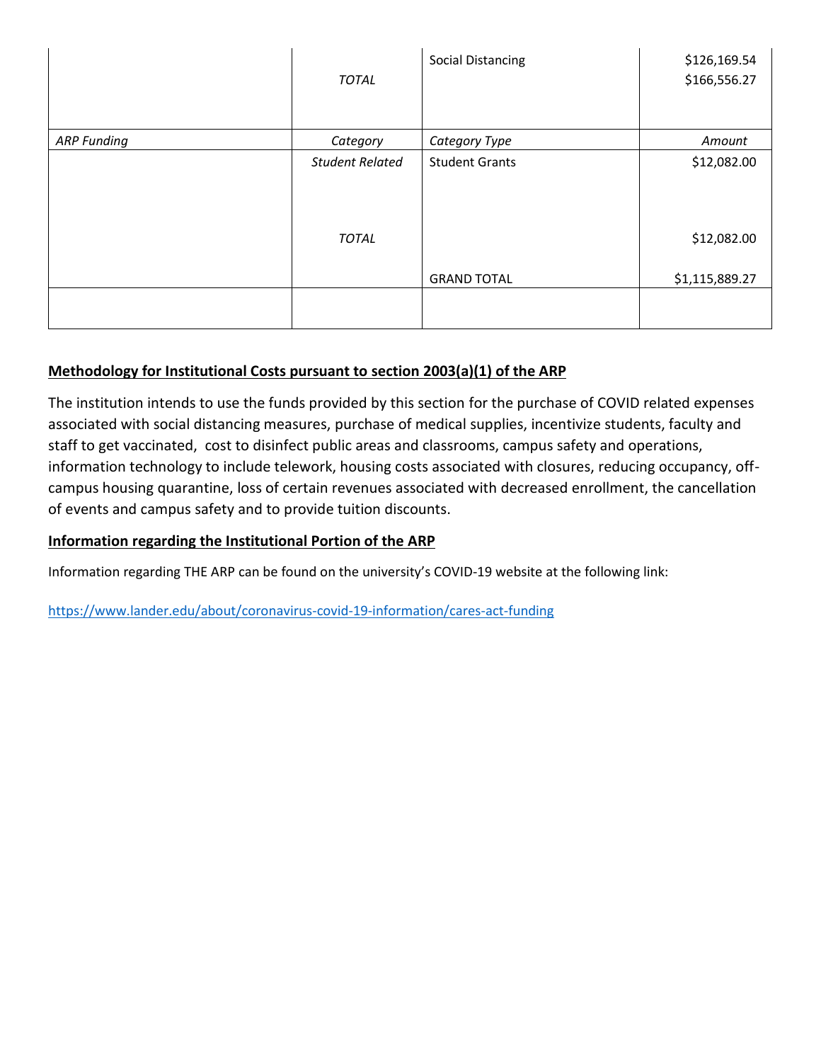| | | | |
|---|---|---|---|
| | *TOTAL* | Social Distancing | \$126,169.54<br>\$166,556.27 |
| *ARP Funding* | *Category* | *Category Type* | *Amount* |
| | *Student Related* | Student Grants | \$12,082.00 |
| | *TOTAL* | | \$12,082.00 |
| | | GRAND TOTAL | \$1,115,889.27 |
| | | | |

**Methodology for Institutional Costs pursuant to section 2003(a)(1) of the ARP**

The institution intends to use the funds provided by this section for the purchase of COVID related expenses associated with social distancing measures, purchase of medical supplies, incentivize students, faculty and staff to get vaccinated, cost to disinfect public areas and classrooms, campus safety and operations, information technology to include telework, housing costs associated with closures, reducing occupancy, off-campus housing quarantine, loss of certain revenues associated with decreased enrollment, the cancellation of events and campus safety and to provide tuition discounts.

**Information regarding the Institutional Portion of the ARP**

Information regarding THE ARP can be found on the university's COVID-19 website at the following link:

https://www.lander.edu/about/coronavirus-covid-19-information/cares-act-funding